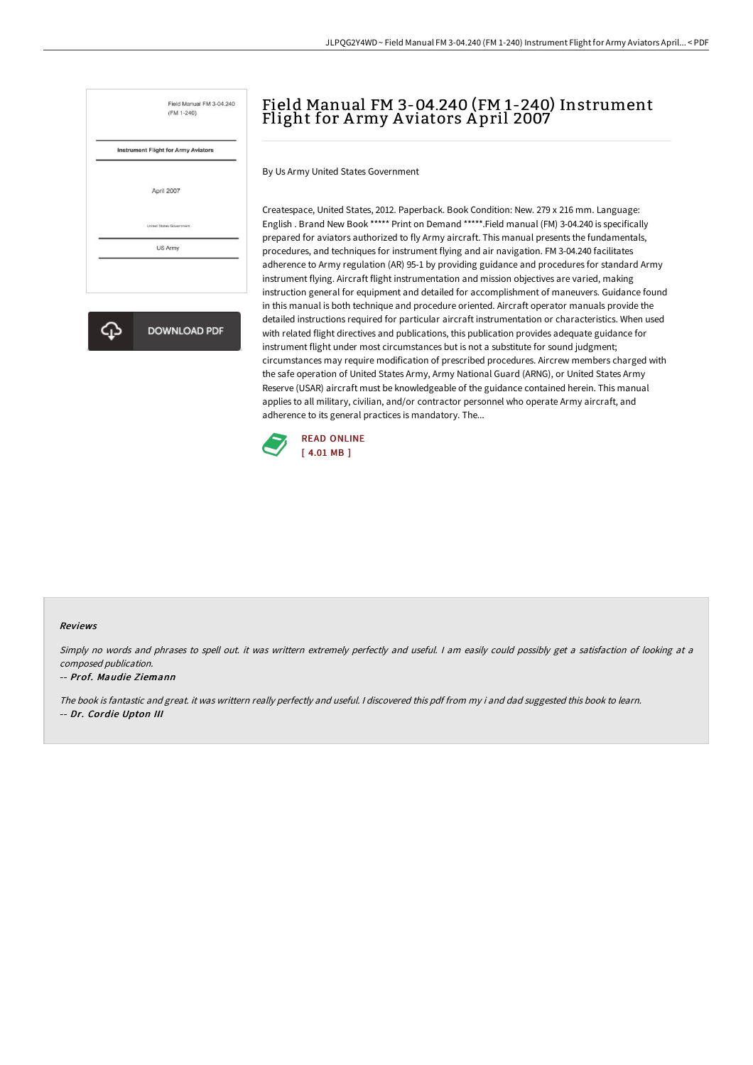# Field Manual FM 3-04.240 (FM 1-240) Instrument Flight for Army Aviators April 2007

By Us Army United States Government

Createspace, United States, 2012. Paperback. Book Condition: New. 279 x 216 mm. Language: English . Brand New Book ***** Print on Demand *****.Field manual (FM) 3-04.240 is specifically prepared for aviators authorized to fly Army aircraft. This manual presents the fundamentals, procedures, and techniques for instrument flying and air navigation. FM 3-04.240 facilitates adherence to Army regulation (AR) 95-1 by providing guidance and procedures for standard Army instrument flying. Aircraft flight instrumentation and mission objectives are varied, making instruction general for equipment and detailed for accomplishment of maneuvers. Guidance found in this manual is both technique and procedure oriented. Aircraft operator manuals provide the detailed instructions required for particular aircraft instrumentation or characteristics. When used with related flight directives and publications, this publication provides adequate guidance for instrument flight under most circumstances but is not a substitute for sound judgment; circumstances may require modification of prescribed procedures. Aircrew members charged with the safe operation of United States Army, Army National Guard (ARNG), or United States Army Reserve (USAR) aircraft must be knowledgeable of the guidance contained herein. This manual applies to all military, civilian, and/or contractor personnel who operate Army aircraft, and adherence to its general practices is mandatory. The...

READ ONLINE
[ 4.01 MB ]

### Reviews

*Simply no words and phrases to spell out. it was writtern extremely perfectly and useful. I am easily could possibly get a satisfaction of looking at a composed publication.*

-- *Prof. Maudie Ziemann*

*The book is fantastic and great. it was writtern really perfectly and useful. I discovered this pdf from my i and dad suggested this book to learn.*

-- *Dr. Cordie Upton III*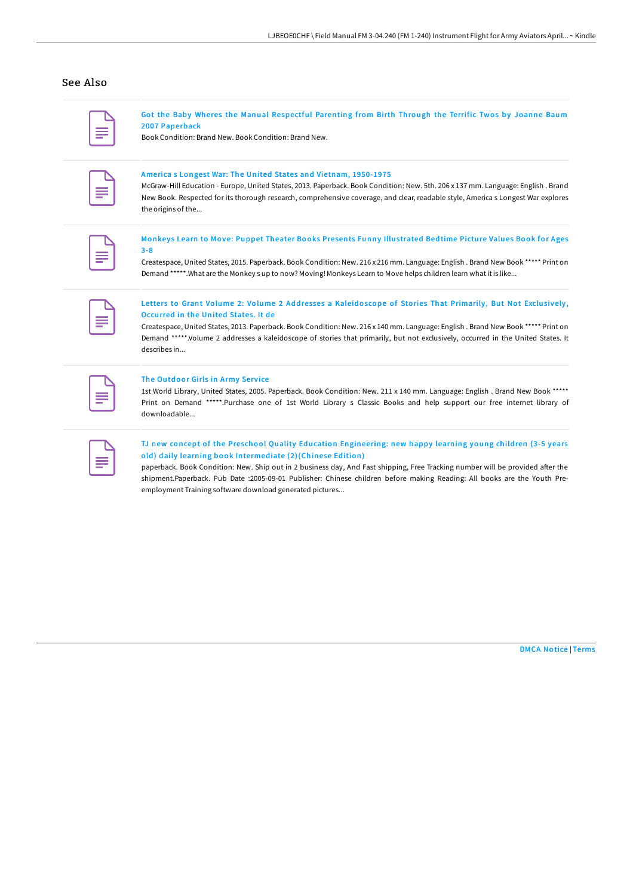## See Also

**Got the Baby Wheres the Manual Respectful Parenting from Birth Through the Terrific Twos by Joanne Baum 2007 Paperback**

Book Condition: Brand New. Book Condition: Brand New.

**America s Longest War: The United States and Vietnam, 1950-1975**

McGraw-Hill Education - Europe, United States, 2013. Paperback. Book Condition: New. 5th. 206 x 137 mm. Language: English . Brand New Book. Respected for its thorough research, comprehensive coverage, and clear, readable style, America s Longest War explores the origins of the...

**Monkeys Learn to Move: Puppet Theater Books Presents Funny Illustrated Bedtime Picture Values Book for Ages 3-8**

Createspace, United States, 2015. Paperback. Book Condition: New. 216 x 216 mm. Language: English . Brand New Book ***** Print on Demand *****.What are the Monkey s up to now? Moving! Monkeys Learn to Move helps children learn what it is like...

**Letters to Grant Volume 2: Volume 2 Addresses a Kaleidoscope of Stories That Primarily, But Not Exclusively, Occurred in the United States. It de**

Createspace, United States, 2013. Paperback. Book Condition: New. 216 x 140 mm. Language: English . Brand New Book ***** Print on Demand *****.Volume 2 addresses a kaleidoscope of stories that primarily, but not exclusively, occurred in the United States. It describes in...

**The Outdoor Girls in Army Service**

1st World Library, United States, 2005. Paperback. Book Condition: New. 211 x 140 mm. Language: English . Brand New Book ***** Print on Demand *****.Purchase one of 1st World Library s Classic Books and help support our free internet library of downloadable...

**TJ new concept of the Preschool Quality Education Engineering: new happy learning young children (3-5 years old) daily learning book Intermediate (2)(Chinese Edition)**

paperback. Book Condition: New. Ship out in 2 business day, And Fast shipping, Free Tracking number will be provided after the shipment.Paperback. Pub Date :2005-09-01 Publisher: Chinese children before making Reading: All books are the Youth Pre-employment Training software download generated pictures...